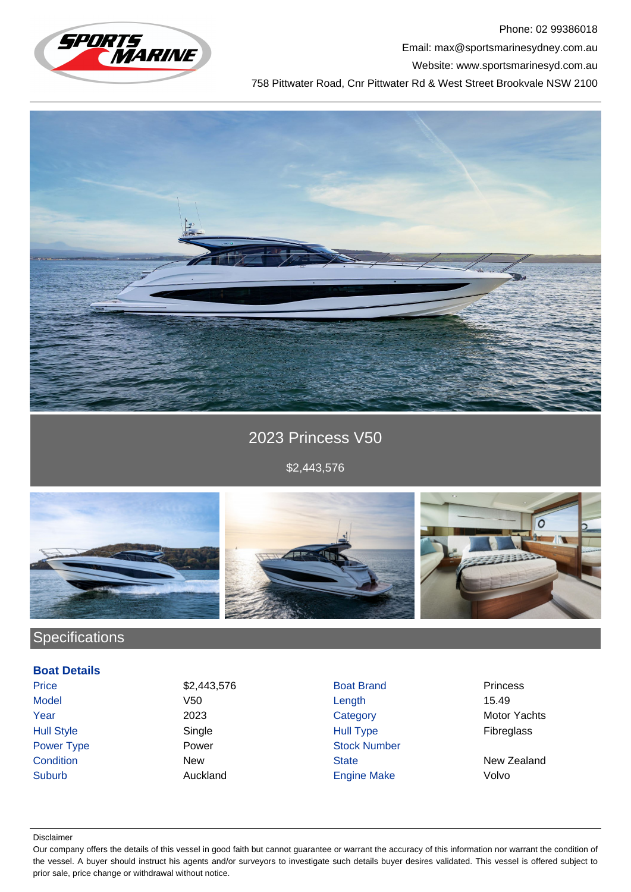Phone: 02 99386018

Email: max@sportsmarinesydney.com.au

Website: www.sportsmarinesyd.com.au

758 Pittwater Road, Cnr Pittwater Rd & West Street Brookvale NSW 2100

# 2023 Princess V50

$2,443,576

## Specifications

### Boat Details

| | | | |
|---|---|---|---|
| Price | $2,443,576 | Boat Brand | Princess |
| Model | V50 | Length | 15.49 |
| Year | 2023 | Category | Motor Yachts |
| Hull Style | Single | Hull Type | Fibreglass |
| Power Type | Power | Stock Number | |
| Condition | New | State | New Zealand |
| Suburb | Auckland | Engine Make | Volvo |

Disclaimer

Our company offers the details of this vessel in good faith but cannot guarantee or warrant the accuracy of this information nor warrant the condition of the vessel. A buyer should instruct his agents and/or surveyors to investigate such details buyer desires validated. This vessel is offered subject to prior sale, price change or withdrawal without notice.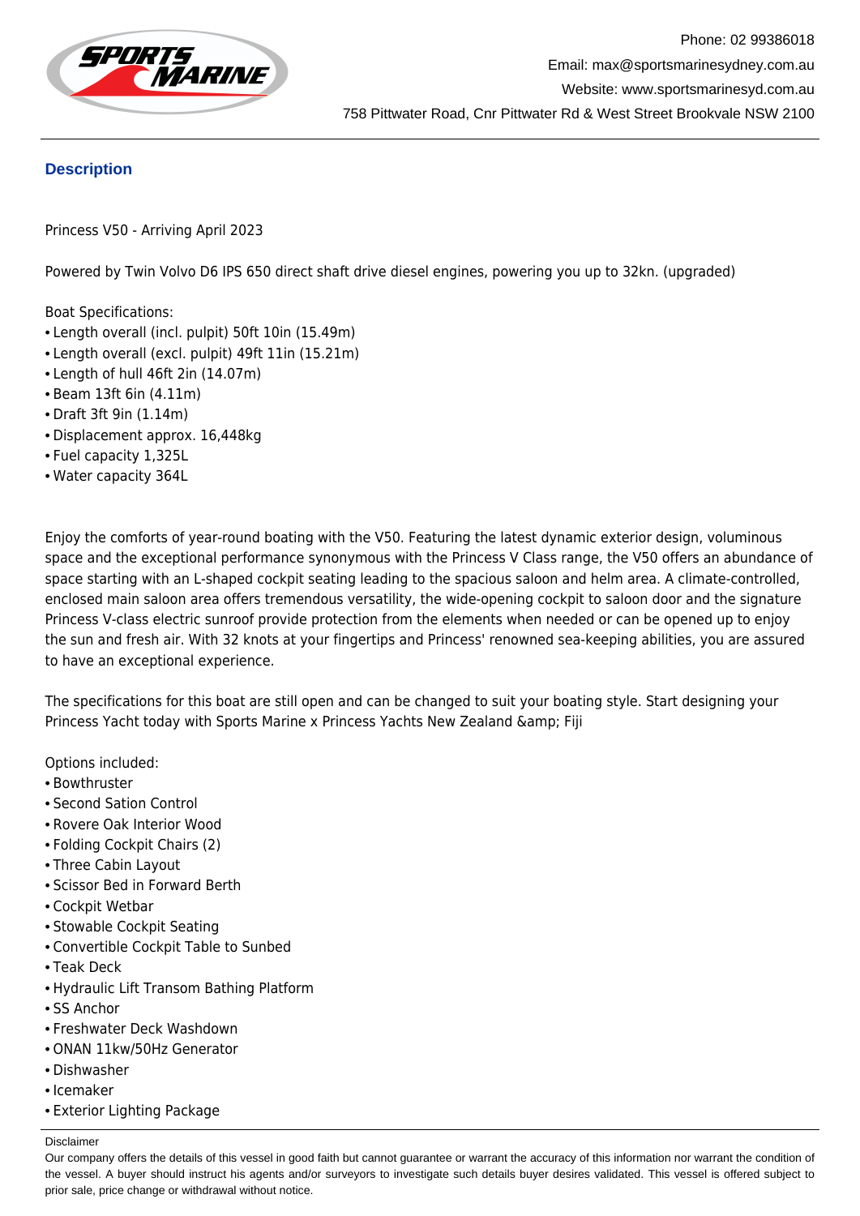Phone: 02 99386018

Email: max@sportsmarinesydney.com.au

Website: www.sportsmarinesyd.com.au

758 Pittwater Road, Cnr Pittwater Rd & West Street Brookvale NSW 2100

## Description

Princess V50 - Arriving April 2023

Powered by Twin Volvo D6 IPS 650 direct shaft drive diesel engines, powering you up to 32kn. (upgraded)

Boat Specifications:
- Length overall (incl. pulpit) 50ft 10in (15.49m)
- Length overall (excl. pulpit) 49ft 11in (15.21m)
- Length of hull 46ft 2in (14.07m)
- Beam 13ft 6in (4.11m)
- Draft 3ft 9in (1.14m)
- Displacement approx. 16,448kg
- Fuel capacity 1,325L
- Water capacity 364L

Enjoy the comforts of year-round boating with the V50. Featuring the latest dynamic exterior design, voluminous space and the exceptional performance synonymous with the Princess V Class range, the V50 offers an abundance of space starting with an L-shaped cockpit seating leading to the spacious saloon and helm area. A climate-controlled, enclosed main saloon area offers tremendous versatility, the wide-opening cockpit to saloon door and the signature Princess V-class electric sunroof provide protection from the elements when needed or can be opened up to enjoy the sun and fresh air. With 32 knots at your fingertips and Princess' renowned sea-keeping abilities, you are assured to have an exceptional experience.

The specifications for this boat are still open and can be changed to suit your boating style. Start designing your Princess Yacht today with Sports Marine x Princess Yachts New Zealand &amp; Fiji

Options included:
- Bowthruster
- Second Sation Control
- Rovere Oak Interior Wood
- Folding Cockpit Chairs (2)
- Three Cabin Layout
- Scissor Bed in Forward Berth
- Cockpit Wetbar
- Stowable Cockpit Seating
- Convertible Cockpit Table to Sunbed
- Teak Deck
- Hydraulic Lift Transom Bathing Platform
- SS Anchor
- Freshwater Deck Washdown
- ONAN 11kw/50Hz Generator
- Dishwasher
- Icemaker
- Exterior Lighting Package

Disclaimer

Our company offers the details of this vessel in good faith but cannot guarantee or warrant the accuracy of this information nor warrant the condition of the vessel. A buyer should instruct his agents and/or surveyors to investigate such details buyer desires validated. This vessel is offered subject to prior sale, price change or withdrawal without notice.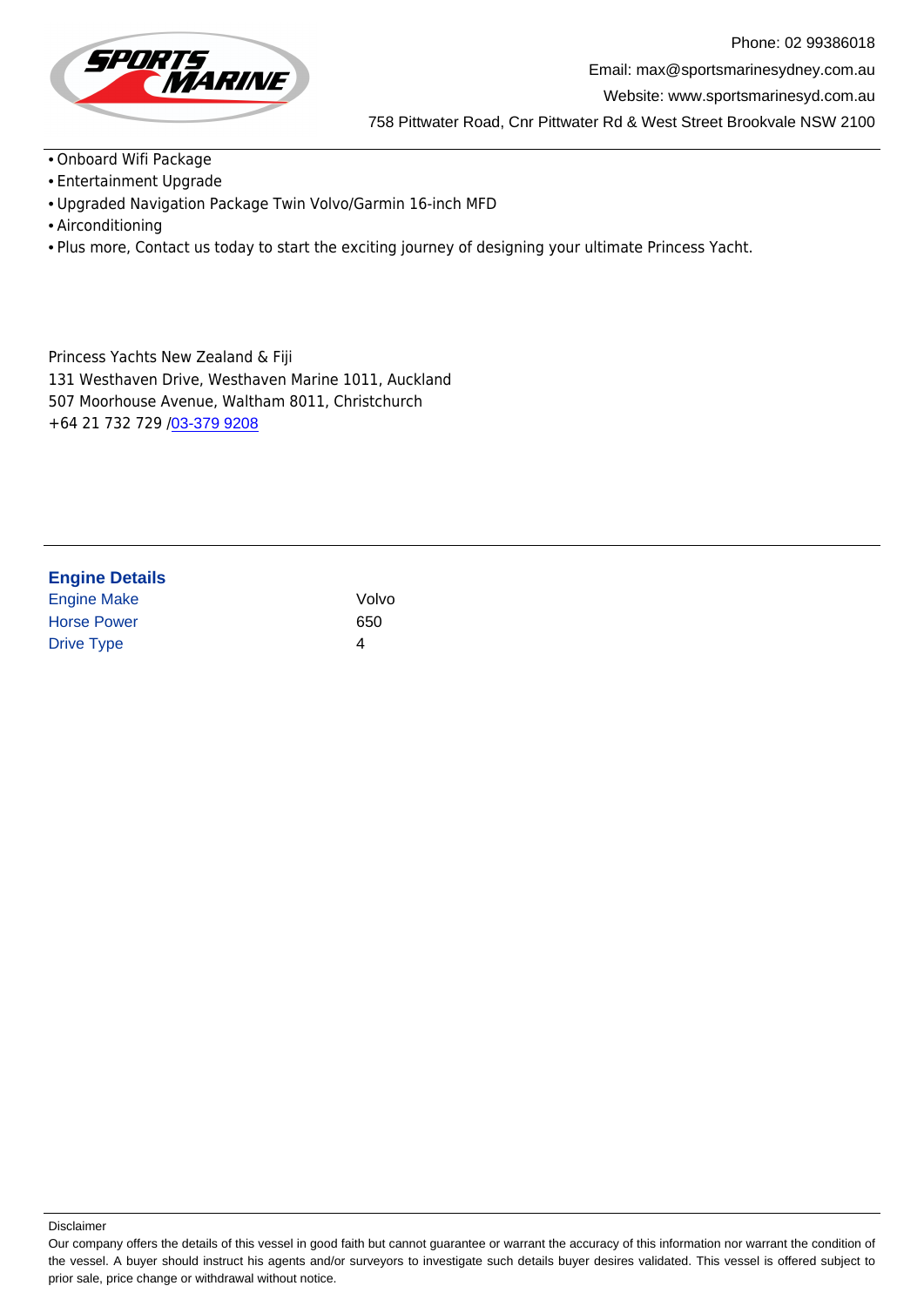- Onboard Wifi Package
- Entertainment Upgrade
- Upgraded Navigation Package Twin Volvo/Garmin 16-inch MFD
- Airconditioning
- Plus more, Contact us today to start the exciting journey of designing your ultimate Princess Yacht.

Princess Yachts New Zealand & Fiji
131 Westhaven Drive, Westhaven Marine 1011, Auckland
507 Moorhouse Avenue, Waltham 8011, Christchurch
+64 21 732 729 /03-379 9208

## Engine Details

| | |
|---|---|
| Engine Make | Volvo |
| Horse Power | 650 |
| Drive Type | 4 |

Disclaimer

Our company offers the details of this vessel in good faith but cannot guarantee or warrant the accuracy of this information nor warrant the condition of the vessel. A buyer should instruct his agents and/or surveyors to investigate such details buyer desires validated. This vessel is offered subject to prior sale, price change or withdrawal without notice.